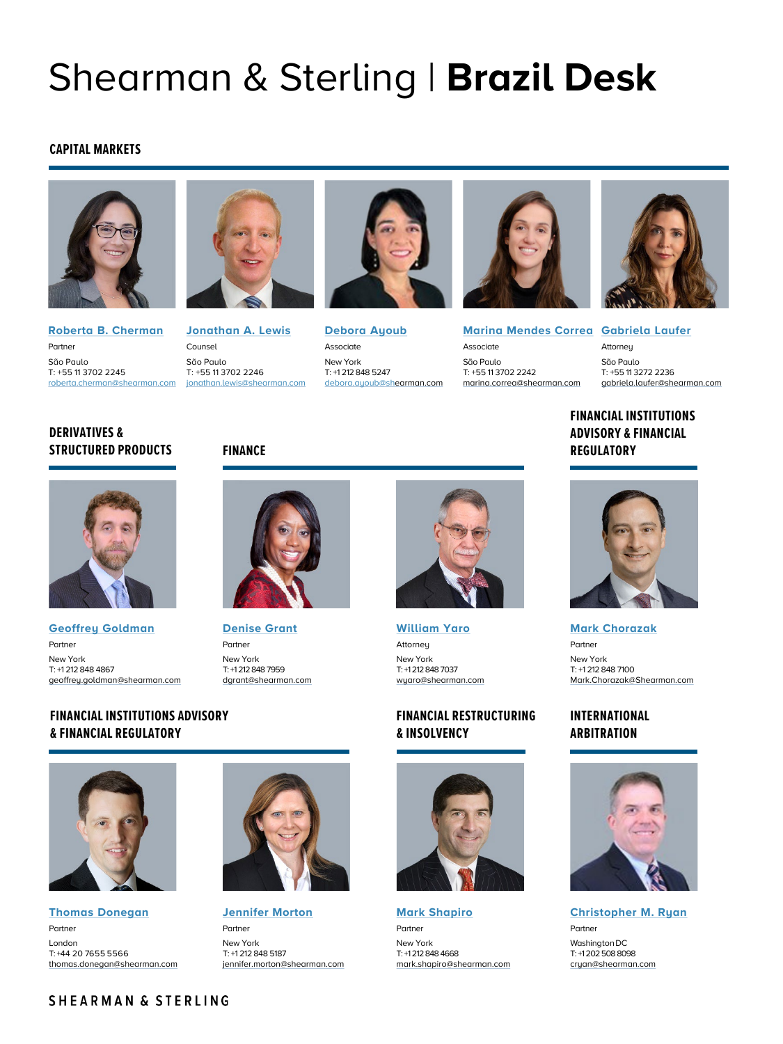# Shearman & Sterling | **Brazil Desk**

## CAPITAL MARKETS

**Roberta B. Cherman**
Partner
São Paulo
T: +55 11 3702 2245
roberta.cherman@shearman.com

**Jonathan A. Lewis**
Counsel
São Paulo
T: +55 11 3702 2246
jonathan.lewis@shearman.com

**Debora Ayoub**
Associate
New York
T: +1 212 848 5247
debora.ayoub@shearman.com

**Marina Mendes Correa**
Associate
São Paulo
T: +55 11 3702 2242
marina.correa@shearman.com

**Gabriela Laufer**
Attorney
São Paulo
T: +55 11 3272 2236
gabriela.laufer@shearman.com

## DERIVATIVES & STRUCTURED PRODUCTS

**Geoffrey Goldman**
Partner
New York
T: +1 212 848 4867
geoffrey.goldman@shearman.com

## FINANCE

**Denise Grant**
Partner
New York
T: +1 212 848 7959
dgrant@shearman.com

**William Yaro**
Attorney
New York
T: +1 212 848 7037
wyaro@shearman.com

## FINANCIAL INSTITUTIONS ADVISORY & FINANCIAL REGULATORY

**Mark Chorazak**
Partner
New York
T: +1 212 848 7100
Mark.Chorazak@Shearman.com

## FINANCIAL INSTITUTIONS ADVISORY & FINANCIAL REGULATORY

**Thomas Donegan**
Partner
London
T: +44 20 7655 5566
thomas.donegan@shearman.com

**Jennifer Morton**
Partner
New York
T: +1 212 848 5187
jennifer.morton@shearman.com

## FINANCIAL RESTRUCTURING & INSOLVENCY

**Mark Shapiro**
Partner
New York
T: +1 212 848 4668
mark.shapiro@shearman.com

## INTERNATIONAL ARBITRATION

**Christopher M. Ryan**
Partner
Washington DC
T: +1 202 508 8098
cryan@shearman.com

SHEARMAN & STERLING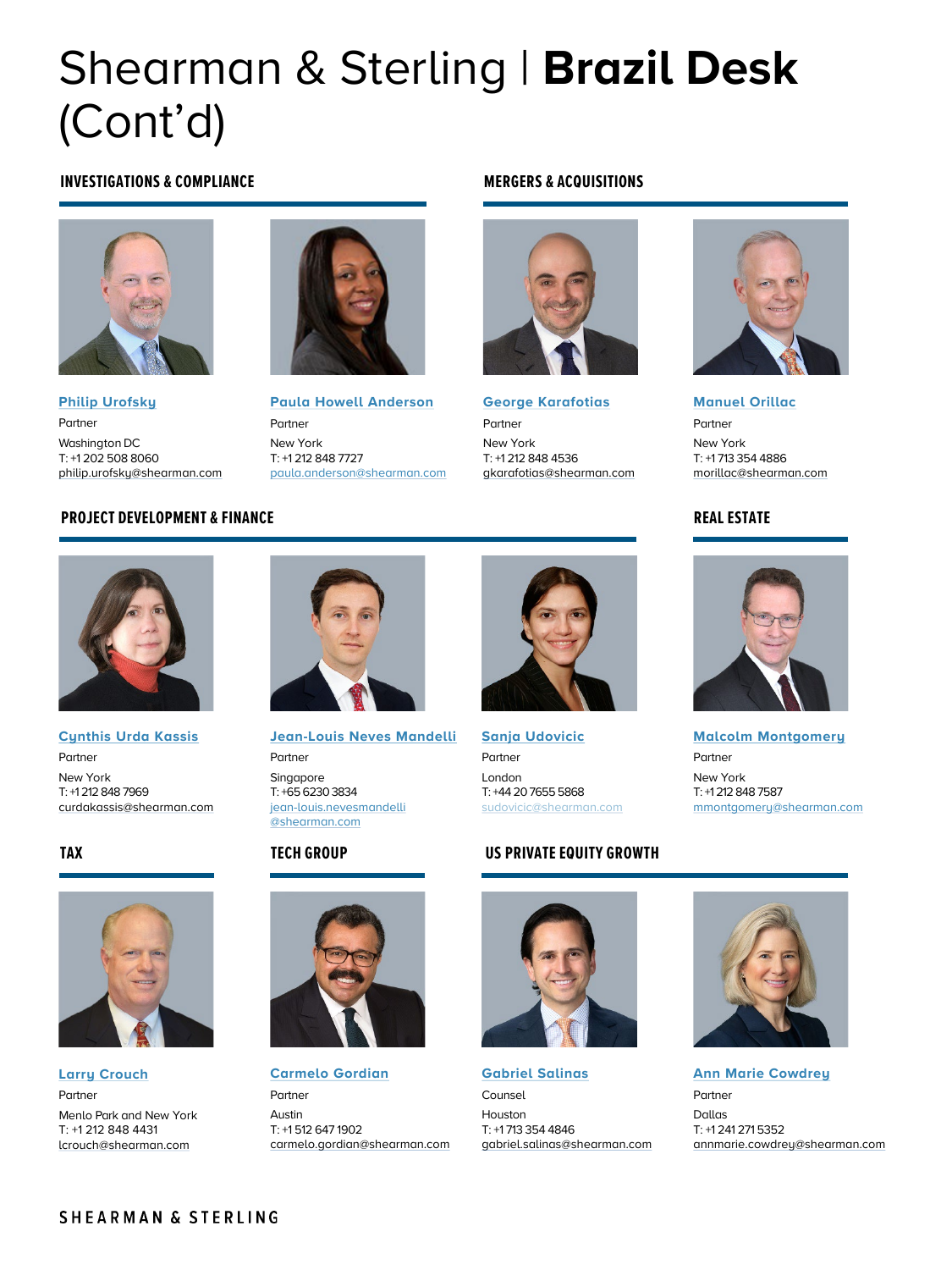# Shearman & Sterling | **Brazil Desk** (Cont'd)

## INVESTIGATIONS & COMPLIANCE

**Philip Urofsky**
Partner
Washington DC
T: +1 202 508 8060
philip.urofsky@shearman.com

**Paula Howell Anderson**
Partner
New York
T: +1 212 848 7727
paula.anderson@shearman.com

## MERGERS & ACQUISITIONS

**George Karafotias**
Partner
New York
T: +1 212 848 4536
gkarafotias@shearman.com

**Manuel Orillac**
Partner
New York
T: +1 713 354 4886
morillac@shearman.com

## PROJECT DEVELOPMENT & FINANCE

**Cynthis Urda Kassis**
Partner
New York
T: +1 212 848 7969
curdakassis@shearman.com

**Jean-Louis Neves Mandelli**
Partner
Singapore
T: +65 6230 3834
jean-louis.nevesmandelli@shearman.com

**Sanja Udovicic**
Partner
London
T: +44 20 7655 5868
sudovicic@shearman.com

## REAL ESTATE

**Malcolm Montgomery**
Partner
New York
T: +1 212 848 7587
mmontgomery@shearman.com

## TAX

**Larry Crouch**
Partner
Menlo Park and New York
T: +1 212 848 4431
lcrouch@shearman.com

## TECH GROUP

**Carmelo Gordian**
Partner
Austin
T: +1 512 647 1902
carmelo.gordian@shearman.com

## US PRIVATE EQUITY GROWTH

**Gabriel Salinas**
Counsel
Houston
T: +1 713 354 4846
gabriel.salinas@shearman.com

**Ann Marie Cowdrey**
Partner
Dallas
T: +1 241 271 5352
annmarie.cowdrey@shearman.com